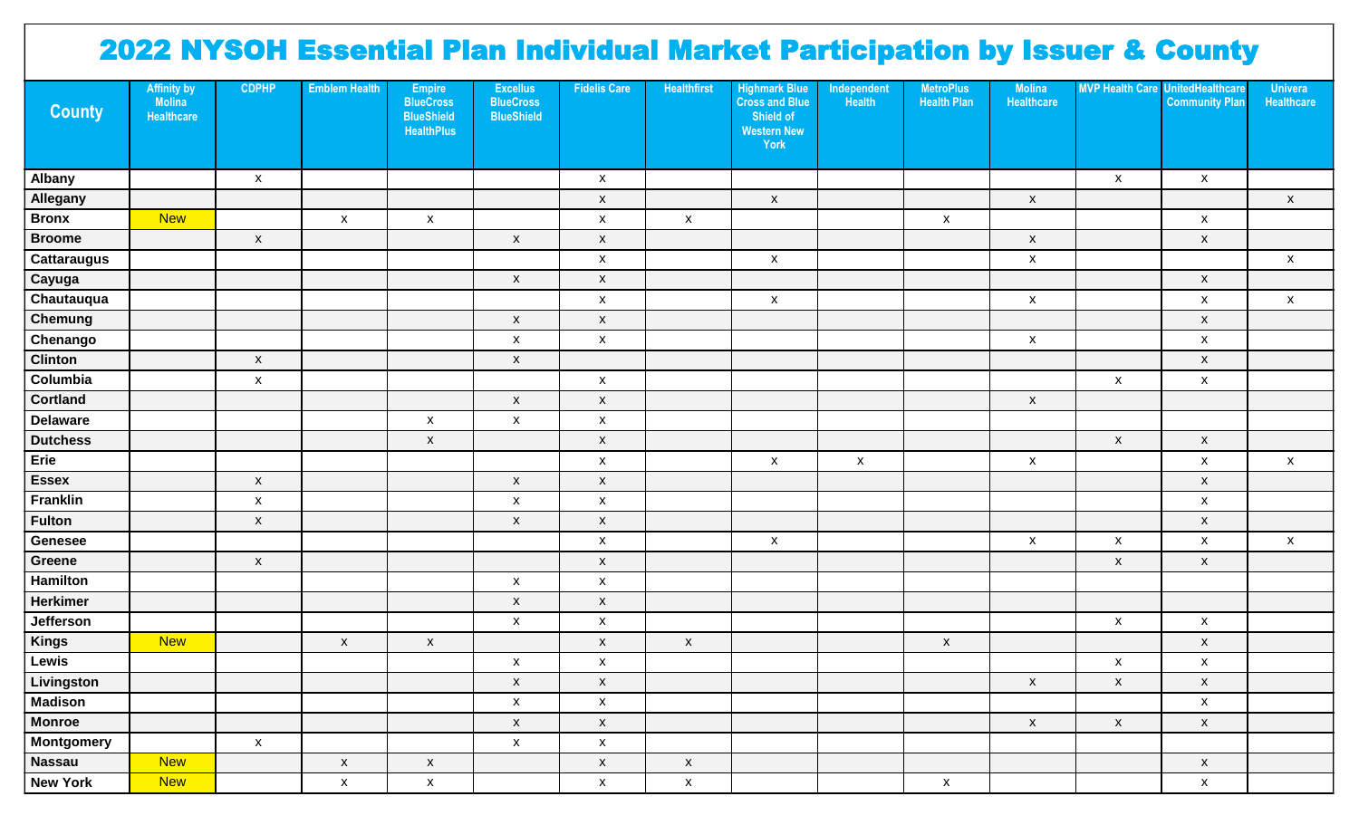# 2022 NYSOH Essential Plan Individual Market Participation by Issuer & County

| County | Affinity by Molina Healthcare | CDPHP | Emblem Health | Empire BlueCross BlueShield HealthPlus | Excellus BlueCross BlueShield | Fidelis Care | Healthfirst | Highmark Blue Cross and Blue Shield of Western New York | Independent Health | MetroPlus Health Plan | Molina Healthcare | MVP Health Care | UnitedHealthcare Community Plan | Univera Healthcare |
|---|---|---|---|---|---|---|---|---|---|---|---|---|---|---|
| Albany | | x | | | | x | | | | | | x | x | |
| Allegany | | | | | | x | | x | | | x | | | x |
| Bronx | New | | x | x | | x | x | | | x | | | x | |
| Broome | | x | | | x | x | | | | | x | | x | |
| Cattaraugus | | | | | | x | | x | | | x | | | x |
| Cayuga | | | | | x | x | | | | | | | x | |
| Chautauqua | | | | | | x | | x | | | x | | x | x |
| Chemung | | | | | x | x | | | | | | | x | |
| Chenango | | | | | x | x | | | | | x | | x | |
| Clinton | | x | | | x | | | | | | | | x | |
| Columbia | | x | | | | x | | | | | | x | x | |
| Cortland | | | | | x | x | | | | | x | | | |
| Delaware | | | | x | x | x | | | | | | | | |
| Dutchess | | | | x | | x | | | | | | x | x | |
| Erie | | | | | | x | | x | x | | x | | x | x |
| Essex | | x | | | x | x | | | | | | | x | |
| Franklin | | x | | | x | x | | | | | | | x | |
| Fulton | | x | | | x | x | | | | | | | x | |
| Genesee | | | | | | x | | x | | | x | x | x | x |
| Greene | | x | | | | x | | | | | | x | x | |
| Hamilton | | | | | x | x | | | | | | | | |
| Herkimer | | | | | x | x | | | | | | | | |
| Jefferson | | | | | x | x | | | | | | x | x | |
| Kings | New | | x | x | | x | x | | | x | | | x | |
| Lewis | | | | | x | x | | | | | | x | x | |
| Livingston | | | | | x | x | | | | | x | x | x | |
| Madison | | | | | x | x | | | | | | | x | |
| Monroe | | | | | x | x | | | | | x | x | x | |
| Montgomery | | x | | | x | x | | | | | | | | |
| Nassau | New | | x | x | | x | x | | | | | | x | |
| New York | New | | x | x | | x | x | | | x | | | x | |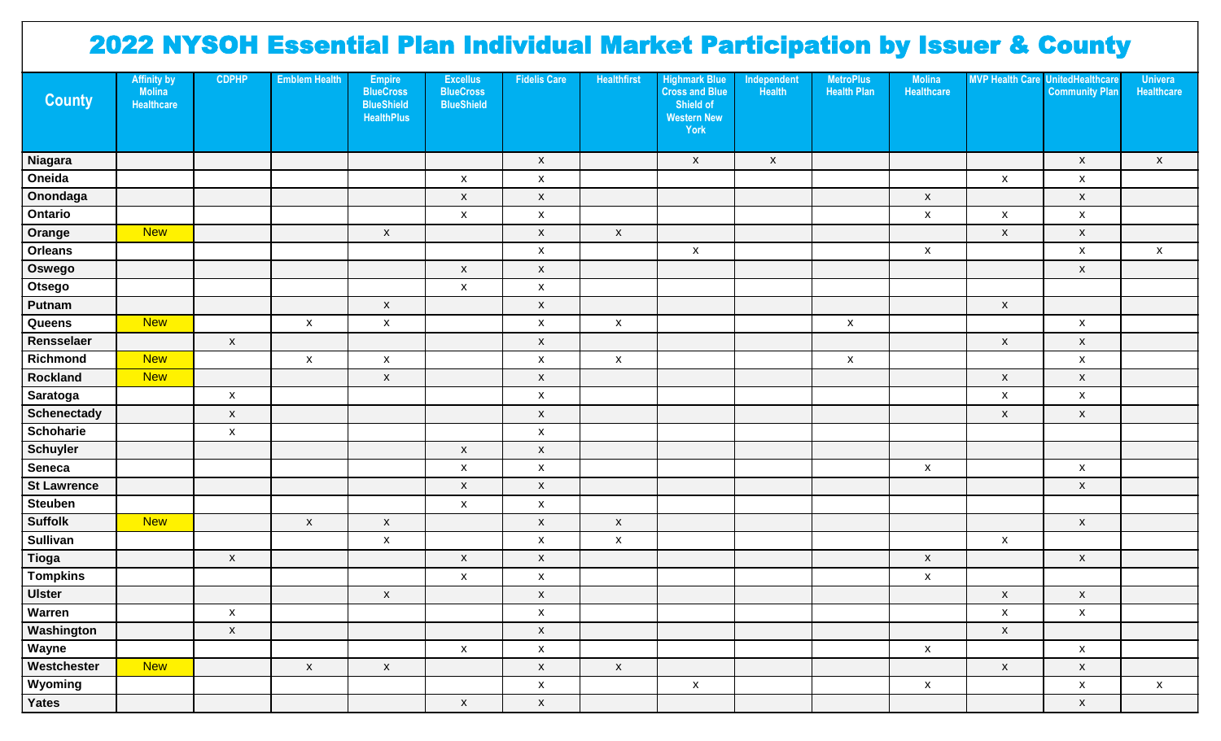# 2022 NYSOH Essential Plan Individual Market Participation by Issuer & County

| County | Affinity by Molina Healthcare | CDPHP | Emblem Health | Empire BlueCross BlueShield HealthPlus | Excellus BlueCross BlueShield | Fidelis Care | Healthfirst | Highmark Blue Cross and Blue Shield of Western New York | Independent Health | MetroPlus Health Plan | Molina Healthcare | MVP Health Care | UnitedHealthcare Community Plan | Univera Healthcare |
|---|---|---|---|---|---|---|---|---|---|---|---|---|---|---|
| Niagara | | | | | | x | | x | x | | | | x | x |
| Oneida | | | | | x | x | | | | | | x | x | |
| Onondaga | | | | | x | x | | | | | x | | x | |
| Ontario | | | | | x | x | | | | | x | x | x | |
| Orange | New | | | x | | x | x | | | | | x | x | |
| Orleans | | | | | | x | | x | | | x | | x | x |
| Oswego | | | | | x | x | | | | | | | x | |
| Otsego | | | | | x | x | | | | | | | | |
| Putnam | | | | x | | x | | | | | | x | | |
| Queens | New | | x | x | | x | x | | | x | | | x | |
| Rensselaer | | x | | | | x | | | | | | x | x | |
| Richmond | New | | x | x | | x | x | | | x | | | x | |
| Rockland | New | | | x | | x | | | | | | x | x | |
| Saratoga | | x | | | | x | | | | | | x | x | |
| Schenectady | | x | | | | x | | | | | | x | x | |
| Schoharie | | x | | | | x | | | | | | | | |
| Schuyler | | | | | x | x | | | | | | | | |
| Seneca | | | | | x | x | | | | | x | | x | |
| St Lawrence | | | | | x | x | | | | | | | x | |
| Steuben | | | | | x | x | | | | | | | | |
| Suffolk | New | | x | x | | x | x | | | | | | x | |
| Sullivan | | | | x | | x | x | | | | | x | | |
| Tioga | | x | | | x | x | | | | | x | | x | |
| Tompkins | | | | | x | x | | | | | x | | | |
| Ulster | | | | x | | x | | | | | | x | x | |
| Warren | | x | | | | x | | | | | | x | x | |
| Washington | | x | | | | x | | | | | | x | | |
| Wayne | | | | | x | x | | | | | x | | x | |
| Westchester | New | | x | x | | x | x | | | | | x | x | |
| Wyoming | | | | | | x | | x | | | x | | x | x |
| Yates | | | | | x | x | | | | | | | x | |